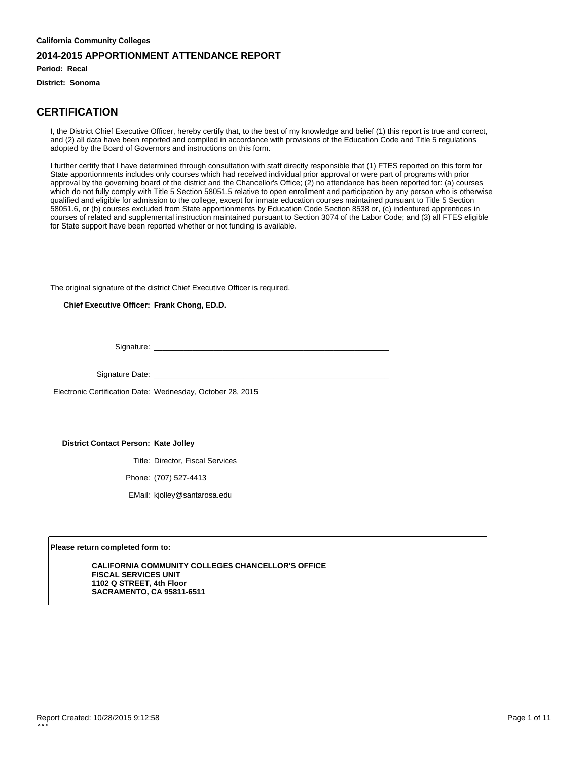**California Community Colleges**

## 2014-2015 APPORTIONMENT ATTENDANCE REPORT

**Period: Recal**

**District: Sonoma**

# CERTIFICATION

I, the District Chief Executive Officer, hereby certify that, to the best of my knowledge and belief (1) this report is true and correct, and (2) all data have been reported and compiled in accordance with provisions of the Education Code and Title 5 regulations adopted by the Board of Governors and instructions on this form.

I further certify that I have determined through consultation with staff directly responsible that (1) FTES reported on this form for State apportionments includes only courses which had received individual prior approval or were part of programs with prior approval by the governing board of the district and the Chancellor's Office; (2) no attendance has been reported for: (a) courses which do not fully comply with Title 5 Section 58051.5 relative to open enrollment and participation by any person who is otherwise qualified and eligible for admission to the college, except for inmate education courses maintained pursuant to Title 5 Section 58051.6, or (b) courses excluded from State apportionments by Education Code Section 8538 or, (c) indentured apprentices in courses of related and supplemental instruction maintained pursuant to Section 3074 of the Labor Code; and (3) all FTES eligible for State support have been reported whether or not funding is available.

The original signature of the district Chief Executive Officer is required.

**Chief Executive Officer: Frank Chong, ED.D.**

Signature: \_\_\_\_\_\_\_\_\_\_\_\_\_\_\_\_\_\_\_\_\_\_\_\_\_\_\_\_\_\_\_\_\_\_\_\_\_\_\_\_\_\_\_\_

Signature Date: \_\_\_\_\_\_\_\_\_\_\_\_\_\_\_\_\_\_\_\_\_\_\_\_\_\_\_\_\_\_\_\_\_\_\_\_\_\_\_\_\_\_\_\_

Electronic Certification Date: Wednesday, October 28, 2015

**District Contact Person: Kate Jolley**

Title: Director, Fiscal Services

Phone: (707) 527-4413

EMail: kjolley@santarosa.edu

**Please return completed form to:**

**CALIFORNIA COMMUNITY COLLEGES CHANCELLOR'S OFFICE**
**FISCAL SERVICES UNIT**
**1102 Q STREET, 4th Floor**
**SACRAMENTO, CA 95811-6511**

Report Created: 10/28/2015 9:12:58 AM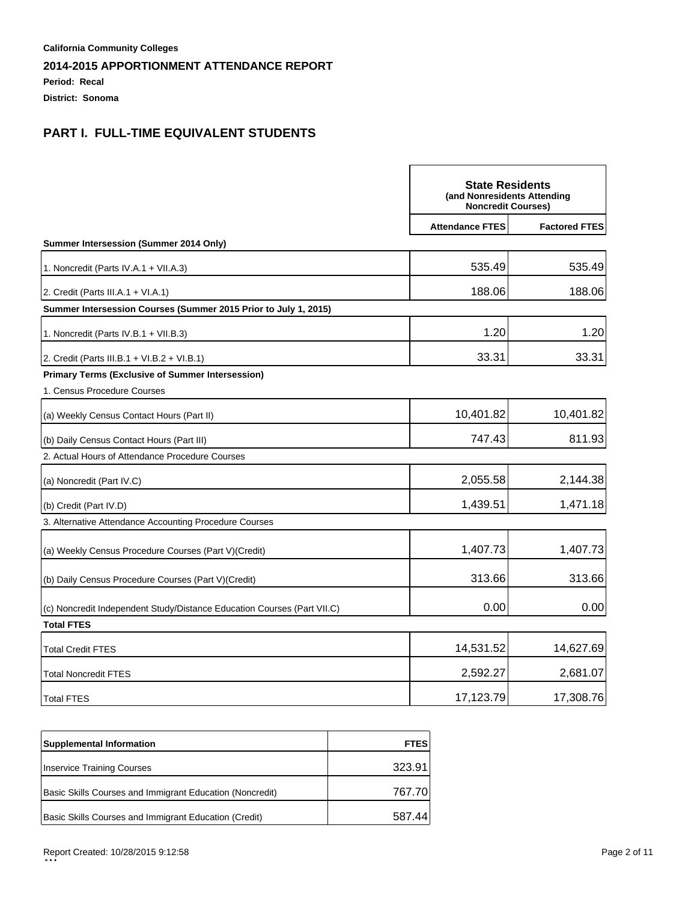**California Community Colleges**

## 2014-2015 APPORTIONMENT ATTENDANCE REPORT

**Period: Recal**

**District: Sonoma**

## PART I. FULL-TIME EQUIVALENT STUDENTS

| | State Residents (and Nonresidents Attending Noncredit Courses) | |
|---|---|---|
| | **Attendance FTES** | **Factored FTES** |
| **Summer Intersession (Summer 2014 Only)** | | |
| 1. Noncredit (Parts IV.A.1 + VII.A.3) | 535.49 | 535.49 |
| 2. Credit (Parts III.A.1 + VI.A.1) | 188.06 | 188.06 |
| **Summer Intersession Courses (Summer 2015 Prior to July 1, 2015)** | | |
| 1. Noncredit (Parts IV.B.1 + VII.B.3) | 1.20 | 1.20 |
| 2. Credit (Parts III.B.1 + VI.B.2 + VI.B.1) | 33.31 | 33.31 |
| **Primary Terms (Exclusive of Summer Intersession)** | | |
| 1. Census Procedure Courses | | |
| (a) Weekly Census Contact Hours (Part II) | 10,401.82 | 10,401.82 |
| (b) Daily Census Contact Hours (Part III) | 747.43 | 811.93 |
| 2. Actual Hours of Attendance Procedure Courses | | |
| (a) Noncredit (Part IV.C) | 2,055.58 | 2,144.38 |
| (b) Credit (Part IV.D) | 1,439.51 | 1,471.18 |
| 3. Alternative Attendance Accounting Procedure Courses | | |
| (a) Weekly Census Procedure Courses (Part V)(Credit) | 1,407.73 | 1,407.73 |
| (b) Daily Census Procedure Courses (Part V)(Credit) | 313.66 | 313.66 |
| (c) Noncredit Independent Study/Distance Education Courses (Part VII.C) | 0.00 | 0.00 |
| **Total FTES** | | |
| Total Credit FTES | 14,531.52 | 14,627.69 |
| Total Noncredit FTES | 2,592.27 | 2,681.07 |
| Total FTES | 17,123.79 | 17,308.76 |

| Supplemental Information | FTES |
|---|---|
| Inservice Training Courses | 323.91 |
| Basic Skills Courses and Immigrant Education (Noncredit) | 767.70 |
| Basic Skills Courses and Immigrant Education (Credit) | 587.44 |

Report Created: 10/28/2015 9:12:58 AM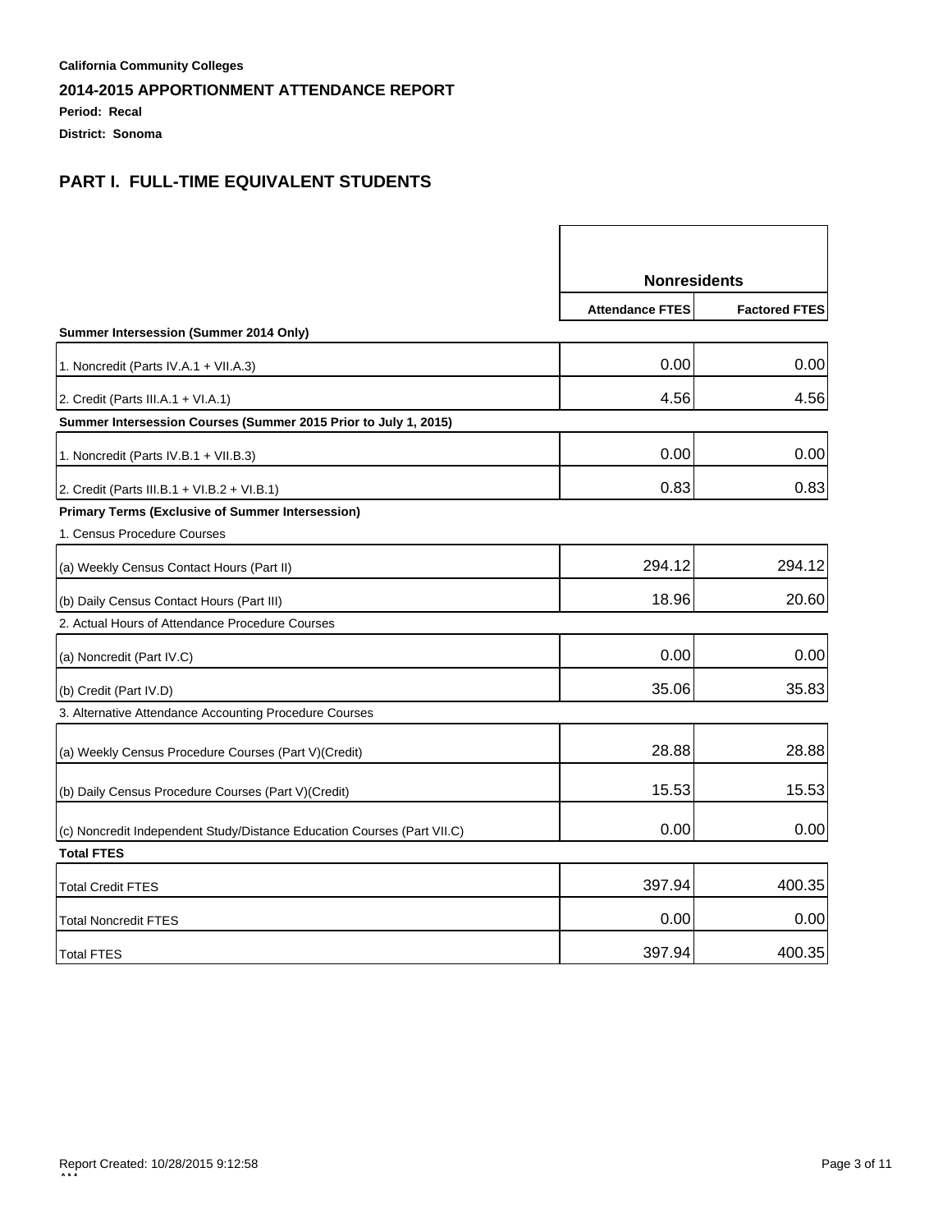**California Community Colleges**

## 2014-2015 APPORTIONMENT ATTENDANCE REPORT

**Period: Recal**

**District: Sonoma**

## PART I. FULL-TIME EQUIVALENT STUDENTS

| | Nonresidents | |
|---|---|---|
| | Attendance FTES | Factored FTES |
| **Summer Intersession (Summer 2014 Only)** | | |
| 1. Noncredit (Parts IV.A.1 + VII.A.3) | 0.00 | 0.00 |
| 2. Credit (Parts III.A.1 + VI.A.1) | 4.56 | 4.56 |
| **Summer Intersession Courses (Summer 2015 Prior to July 1, 2015)** | | |
| 1. Noncredit (Parts IV.B.1 + VII.B.3) | 0.00 | 0.00 |
| 2. Credit (Parts III.B.1 + VI.B.2 + VI.B.1) | 0.83 | 0.83 |
| **Primary Terms (Exclusive of Summer Intersession)** | | |
| 1. Census Procedure Courses | | |
| (a) Weekly Census Contact Hours (Part II) | 294.12 | 294.12 |
| (b) Daily Census Contact Hours (Part III) | 18.96 | 20.60 |
| 2. Actual Hours of Attendance Procedure Courses | | |
| (a) Noncredit (Part IV.C) | 0.00 | 0.00 |
| (b) Credit (Part IV.D) | 35.06 | 35.83 |
| 3. Alternative Attendance Accounting Procedure Courses | | |
| (a) Weekly Census Procedure Courses (Part V)(Credit) | 28.88 | 28.88 |
| (b) Daily Census Procedure Courses (Part V)(Credit) | 15.53 | 15.53 |
| (c) Noncredit Independent Study/Distance Education Courses (Part VII.C) | 0.00 | 0.00 |
| **Total FTES** | | |
| Total Credit FTES | 397.94 | 400.35 |
| Total Noncredit FTES | 0.00 | 0.00 |
| Total FTES | 397.94 | 400.35 |

Report Created: 10/28/2015 9:12:58 AM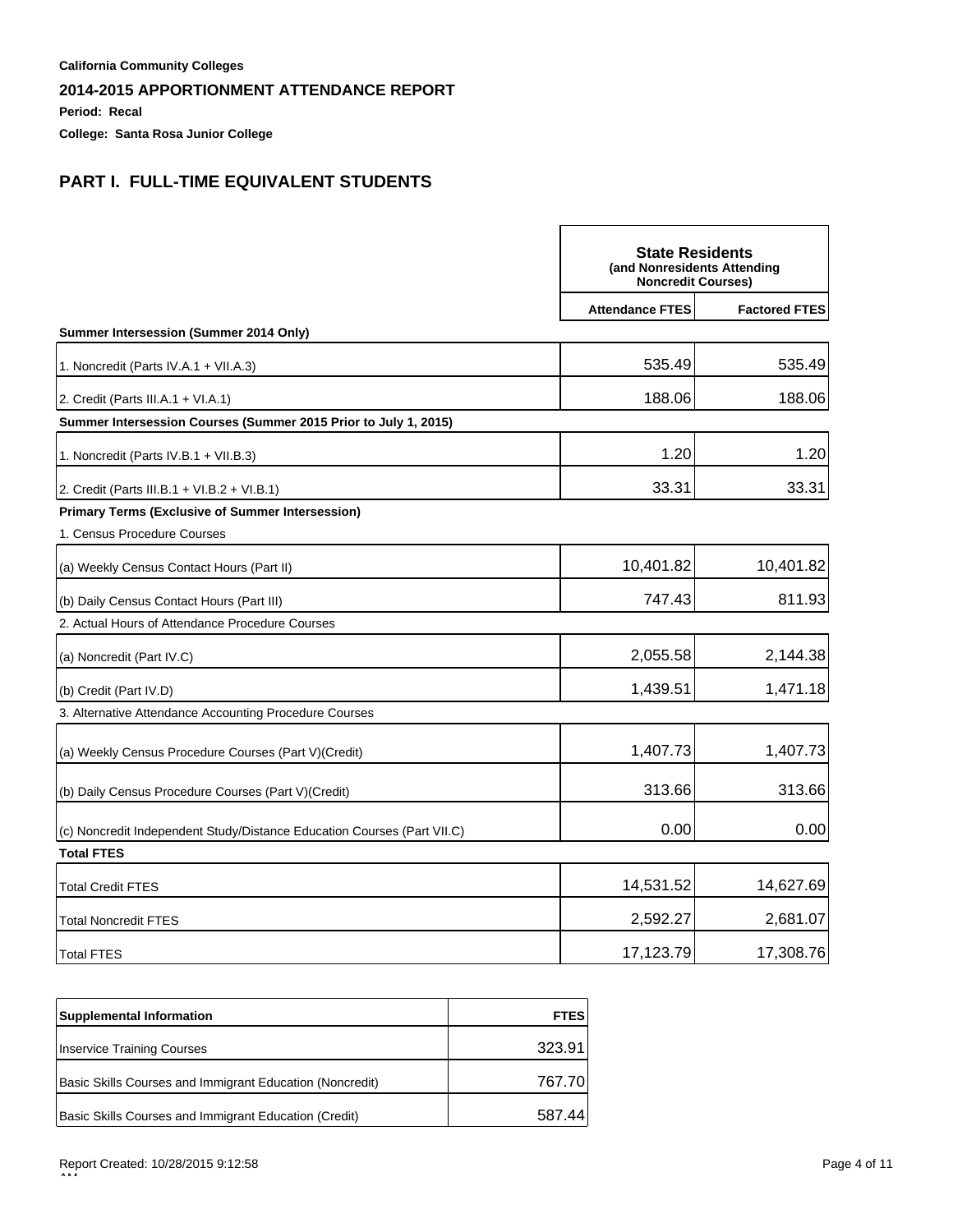**California Community Colleges**

## 2014-2015 APPORTIONMENT ATTENDANCE REPORT

**Period: Recal**

**College: Santa Rosa Junior College**

## PART I. FULL-TIME EQUIVALENT STUDENTS

| | State Residents (and Nonresidents Attending Noncredit Courses) | |
|---|---|---|
| | Attendance FTES | Factored FTES |
| **Summer Intersession (Summer 2014 Only)** | | |
| 1. Noncredit (Parts IV.A.1 + VII.A.3) | 535.49 | 535.49 |
| 2. Credit (Parts III.A.1 + VI.A.1) | 188.06 | 188.06 |
| **Summer Intersession Courses (Summer 2015 Prior to July 1, 2015)** | | |
| 1. Noncredit (Parts IV.B.1 + VII.B.3) | 1.20 | 1.20 |
| 2. Credit (Parts III.B.1 + VI.B.2 + VI.B.1) | 33.31 | 33.31 |
| **Primary Terms (Exclusive of Summer Intersession)** | | |
| 1. Census Procedure Courses | | |
| (a) Weekly Census Contact Hours (Part II) | 10,401.82 | 10,401.82 |
| (b) Daily Census Contact Hours (Part III) | 747.43 | 811.93 |
| 2. Actual Hours of Attendance Procedure Courses | | |
| (a) Noncredit (Part IV.C) | 2,055.58 | 2,144.38 |
| (b) Credit (Part IV.D) | 1,439.51 | 1,471.18 |
| 3. Alternative Attendance Accounting Procedure Courses | | |
| (a) Weekly Census Procedure Courses (Part V)(Credit) | 1,407.73 | 1,407.73 |
| (b) Daily Census Procedure Courses (Part V)(Credit) | 313.66 | 313.66 |
| (c) Noncredit Independent Study/Distance Education Courses (Part VII.C) | 0.00 | 0.00 |
| **Total FTES** | | |
| Total Credit FTES | 14,531.52 | 14,627.69 |
| Total Noncredit FTES | 2,592.27 | 2,681.07 |
| Total FTES | 17,123.79 | 17,308.76 |

| Supplemental Information | FTES |
|---|---|
| Inservice Training Courses | 323.91 |
| Basic Skills Courses and Immigrant Education (Noncredit) | 767.70 |
| Basic Skills Courses and Immigrant Education (Credit) | 587.44 |

Report Created: 10/28/2015 9:12:58 AM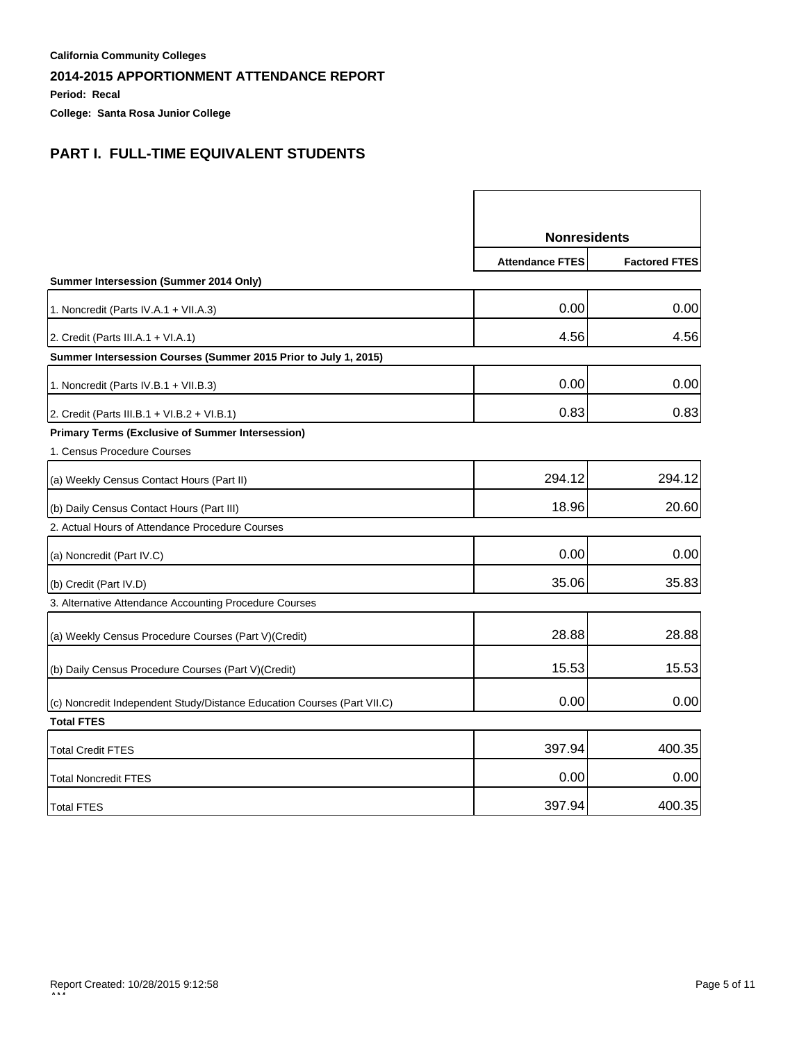**California Community Colleges**

## 2014-2015 APPORTIONMENT ATTENDANCE REPORT

**Period: Recal**

**College: Santa Rosa Junior College**

## PART I. FULL-TIME EQUIVALENT STUDENTS

| | Nonresidents | |
|---|---|---|
| | **Attendance FTES** | **Factored FTES** |
| **Summer Intersession (Summer 2014 Only)** | | |
| 1. Noncredit (Parts IV.A.1 + VII.A.3) | 0.00 | 0.00 |
| 2. Credit (Parts III.A.1 + VI.A.1) | 4.56 | 4.56 |
| **Summer Intersession Courses (Summer 2015 Prior to July 1, 2015)** | | |
| 1. Noncredit (Parts IV.B.1 + VII.B.3) | 0.00 | 0.00 |
| 2. Credit (Parts III.B.1 + VI.B.2 + VI.B.1) | 0.83 | 0.83 |
| **Primary Terms (Exclusive of Summer Intersession)** | | |
| 1. Census Procedure Courses | | |
| (a) Weekly Census Contact Hours (Part II) | 294.12 | 294.12 |
| (b) Daily Census Contact Hours (Part III) | 18.96 | 20.60 |
| 2. Actual Hours of Attendance Procedure Courses | | |
| (a) Noncredit (Part IV.C) | 0.00 | 0.00 |
| (b) Credit (Part IV.D) | 35.06 | 35.83 |
| 3. Alternative Attendance Accounting Procedure Courses | | |
| (a) Weekly Census Procedure Courses (Part V)(Credit) | 28.88 | 28.88 |
| (b) Daily Census Procedure Courses (Part V)(Credit) | 15.53 | 15.53 |
| (c) Noncredit Independent Study/Distance Education Courses (Part VII.C) | 0.00 | 0.00 |
| **Total FTES** | | |
| Total Credit FTES | 397.94 | 400.35 |
| Total Noncredit FTES | 0.00 | 0.00 |
| Total FTES | 397.94 | 400.35 |

Report Created: 10/28/2015 9:12:58 AM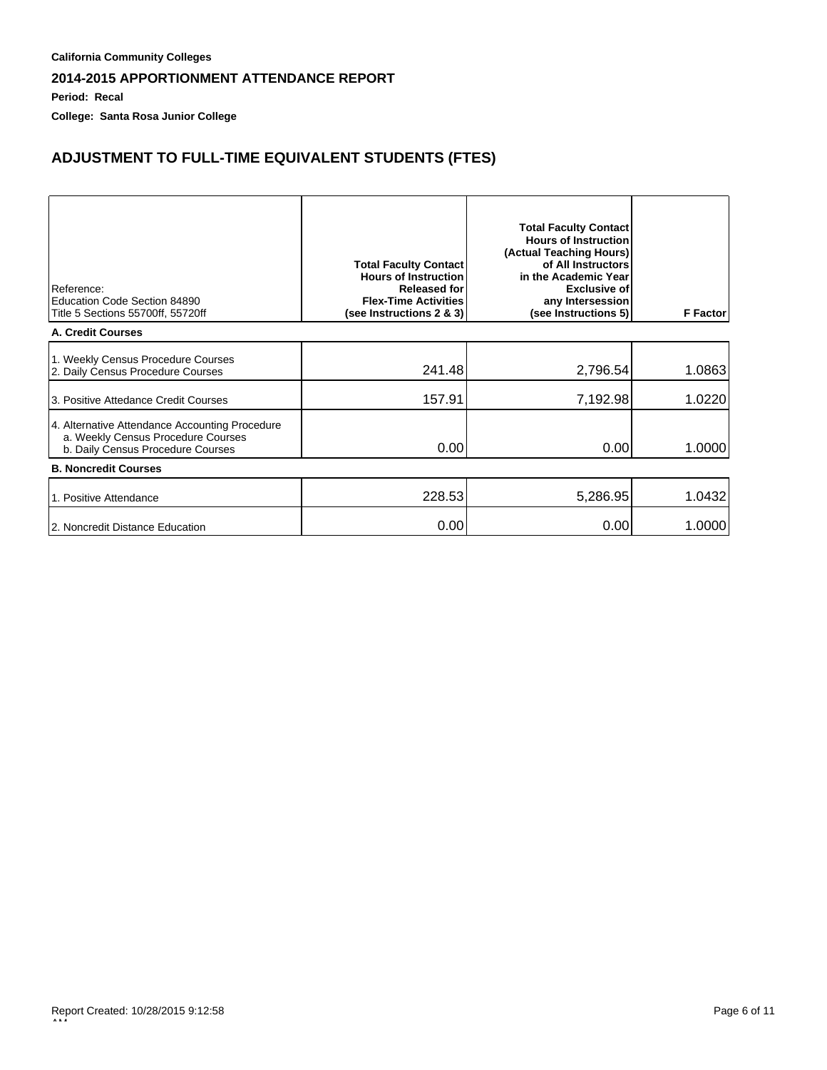**California Community Colleges**

## 2014-2015 APPORTIONMENT ATTENDANCE REPORT

**Period: Recal**

**College: Santa Rosa Junior College**

## ADJUSTMENT TO FULL-TIME EQUIVALENT STUDENTS (FTES)

| Reference: Education Code Section 84890 Title 5 Sections 55700ff, 55720ff | Total Faculty Contact Hours of Instruction Released for Flex-Time Activities (see Instructions 2 & 3) | Total Faculty Contact Hours of Instruction (Actual Teaching Hours) of All Instructors in the Academic Year Exclusive of any Intersession (see Instructions 5) | F Factor |
|---|---|---|---|
| **A. Credit Courses** | | | |
| 1. Weekly Census Procedure Courses<br>2. Daily Census Procedure Courses | 241.48 | 2,796.54 | 1.0863 |
| 3. Positive Attedance Credit Courses | 157.91 | 7,192.98 | 1.0220 |
| 4. Alternative Attendance Accounting Procedure<br>a. Weekly Census Procedure Courses<br>b. Daily Census Procedure Courses | 0.00 | 0.00 | 1.0000 |
| **B. Noncredit Courses** | | | |
| 1. Positive Attendance | 228.53 | 5,286.95 | 1.0432 |
| 2. Noncredit Distance Education | 0.00 | 0.00 | 1.0000 |

Report Created: 10/28/2015 9:12:58 AM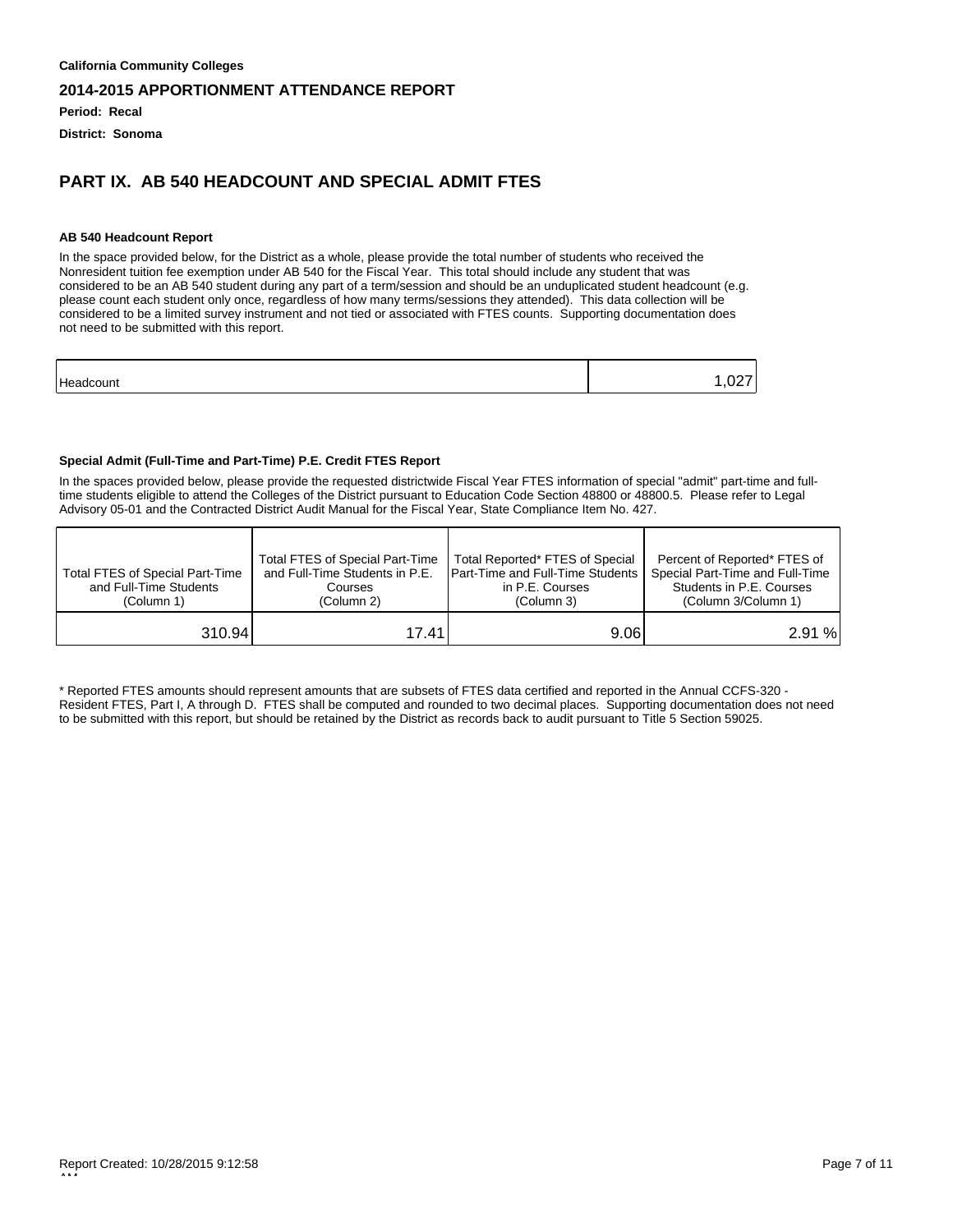**California Community Colleges**

**2014-2015 APPORTIONMENT ATTENDANCE REPORT**

**Period: Recal**

**District: Sonoma**

## PART IX. AB 540 HEADCOUNT AND SPECIAL ADMIT FTES

#### AB 540 Headcount Report

In the space provided below, for the District as a whole, please provide the total number of students who received the Nonresident tuition fee exemption under AB 540 for the Fiscal Year. This total should include any student that was considered to be an AB 540 student during any part of a term/session and should be an unduplicated student headcount (e.g. please count each student only once, regardless of how many terms/sessions they attended). This data collection will be considered to be a limited survey instrument and not tied or associated with FTES counts. Supporting documentation does not need to be submitted with this report.

| | |
|---|---|
| Headcount | 1,027 |

#### Special Admit (Full-Time and Part-Time) P.E. Credit FTES Report

In the spaces provided below, please provide the requested districtwide Fiscal Year FTES information of special "admit" part-time and full-time students eligible to attend the Colleges of the District pursuant to Education Code Section 48800 or 48800.5. Please refer to Legal Advisory 05-01 and the Contracted District Audit Manual for the Fiscal Year, State Compliance Item No. 427.

| Total FTES of Special Part-Time and Full-Time Students (Column 1) | Total FTES of Special Part-Time and Full-Time Students in P.E. Courses (Column 2) | Total Reported* FTES of Special Part-Time and Full-Time Students in P.E. Courses (Column 3) | Percent of Reported* FTES of Special Part-Time and Full-Time Students in P.E. Courses (Column 3/Column 1) |
|---|---|---|---|
| 310.94 | 17.41 | 9.06 | 2.91 % |

\* Reported FTES amounts should represent amounts that are subsets of FTES data certified and reported in the Annual CCFS-320 - Resident FTES, Part I, A through D. FTES shall be computed and rounded to two decimal places. Supporting documentation does not need to be submitted with this report, but should be retained by the District as records back to audit pursuant to Title 5 Section 59025.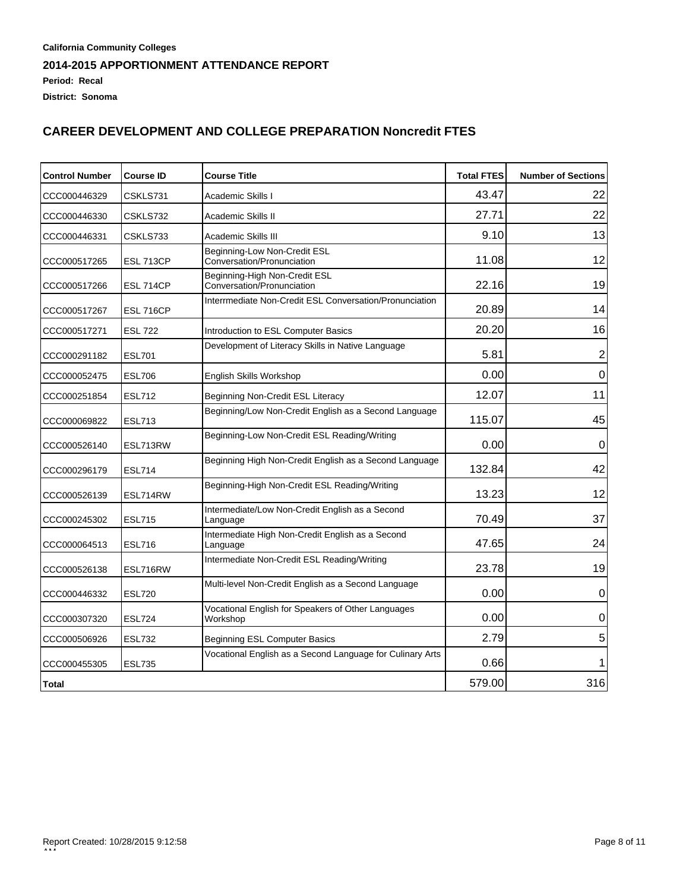**California Community Colleges**

**2014-2015 APPORTIONMENT ATTENDANCE REPORT**

**Period: Recal**

**District: Sonoma**

## CAREER DEVELOPMENT AND COLLEGE PREPARATION Noncredit FTES

| Control Number | Course ID | Course Title | Total FTES | Number of Sections |
|---|---|---|---|---|
| CCC000446329 | CSKLS731 | Academic Skills I | 43.47 | 22 |
| CCC000446330 | CSKLS732 | Academic Skills II | 27.71 | 22 |
| CCC000446331 | CSKLS733 | Academic Skills III | 9.10 | 13 |
| CCC000517265 | ESL 713CP | Beginning-Low Non-Credit ESL Conversation/Pronunciation | 11.08 | 12 |
| CCC000517266 | ESL 714CP | Beginning-High Non-Credit ESL Conversation/Pronunciation | 22.16 | 19 |
| CCC000517267 | ESL 716CP | Interrmediate Non-Credit ESL Conversation/Pronunciation | 20.89 | 14 |
| CCC000517271 | ESL 722 | Introduction to ESL Computer Basics | 20.20 | 16 |
| CCC000291182 | ESL701 | Development of Literacy Skills in Native Language | 5.81 | 2 |
| CCC000052475 | ESL706 | English Skills Workshop | 0.00 | 0 |
| CCC000251854 | ESL712 | Beginning Non-Credit ESL Literacy | 12.07 | 11 |
| CCC000069822 | ESL713 | Beginning/Low Non-Credit English as a Second Language | 115.07 | 45 |
| CCC000526140 | ESL713RW | Beginning-Low Non-Credit ESL Reading/Writing | 0.00 | 0 |
| CCC000296179 | ESL714 | Beginning High Non-Credit English as a Second Language | 132.84 | 42 |
| CCC000526139 | ESL714RW | Beginning-High Non-Credit ESL Reading/Writing | 13.23 | 12 |
| CCC000245302 | ESL715 | Intermediate/Low Non-Credit English as a Second Language | 70.49 | 37 |
| CCC000064513 | ESL716 | Intermediate High Non-Credit English as a Second Language | 47.65 | 24 |
| CCC000526138 | ESL716RW | Intermediate Non-Credit ESL Reading/Writing | 23.78 | 19 |
| CCC000446332 | ESL720 | Multi-level Non-Credit English as a Second Language | 0.00 | 0 |
| CCC000307320 | ESL724 | Vocational English for Speakers of Other Languages Workshop | 0.00 | 0 |
| CCC000506926 | ESL732 | Beginning ESL Computer Basics | 2.79 | 5 |
| CCC000455305 | ESL735 | Vocational English as a Second Language for Culinary Arts | 0.66 | 1 |
| **Total** | | | 579.00 | 316 |

Report Created: 10/28/2015 9:12:58 AM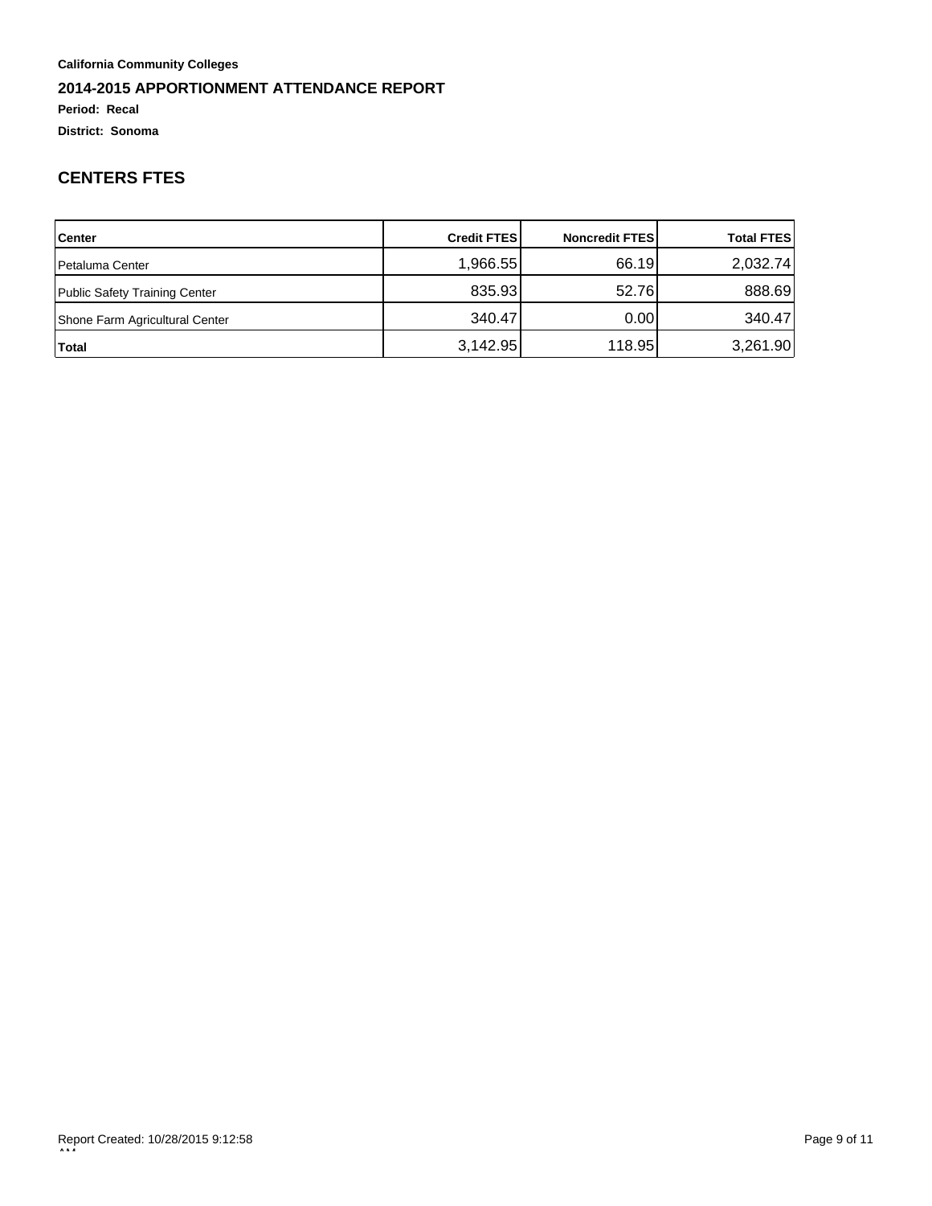**California Community Colleges**

**2014-2015 APPORTIONMENT ATTENDANCE REPORT**

**Period: Recal**

**District: Sonoma**

## CENTERS FTES

| Center | Credit FTES | Noncredit FTES | Total FTES |
|---|---|---|---|
| Petaluma Center | 1,966.55 | 66.19 | 2,032.74 |
| Public Safety Training Center | 835.93 | 52.76 | 888.69 |
| Shone Farm Agricultural Center | 340.47 | 0.00 | 340.47 |
| **Total** | 3,142.95 | 118.95 | 3,261.90 |

Report Created: 10/28/2015 9:12:58 AM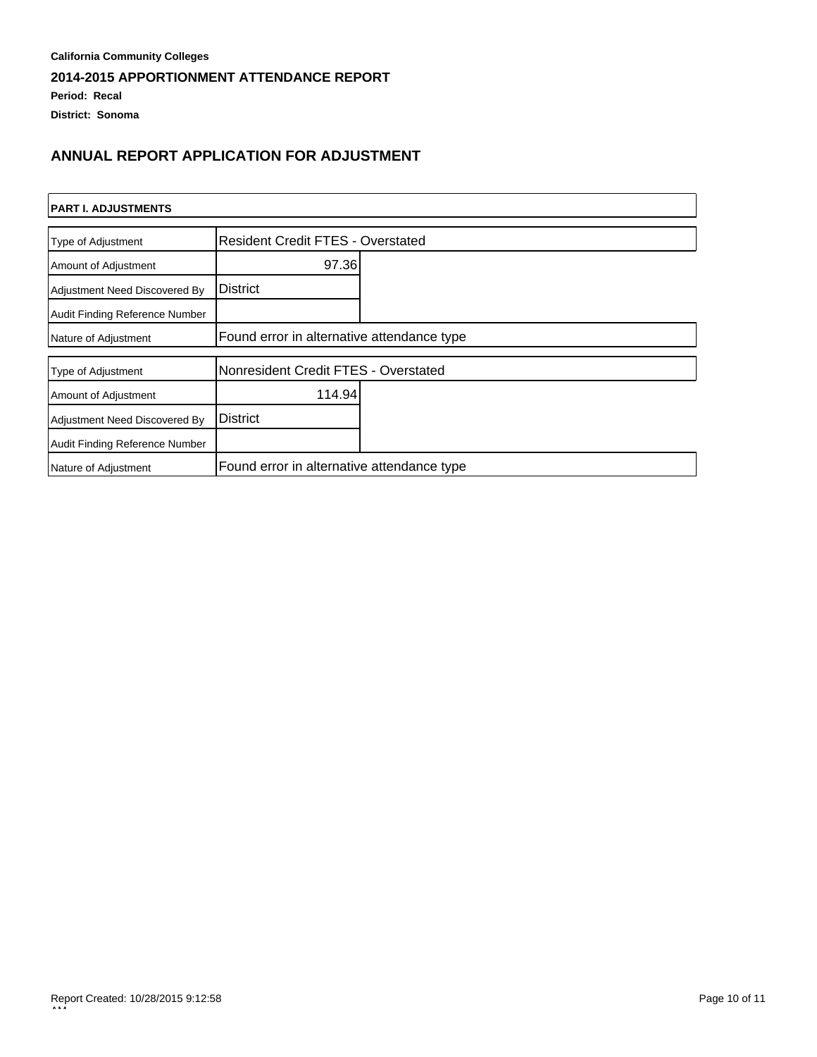**California Community Colleges**

**2014-2015 APPORTIONMENT ATTENDANCE REPORT**

**Period: Recal**

**District: Sonoma**

## ANNUAL REPORT APPLICATION FOR ADJUSTMENT

| **PART I. ADJUSTMENTS** | |
|---|---|
| Type of Adjustment | Resident Credit FTES - Overstated |
| Amount of Adjustment | 97.36 |
| Adjustment Need Discovered By | District |
| Audit Finding Reference Number | |
| Nature of Adjustment | Found error in alternative attendance type |
| Type of Adjustment | Nonresident Credit FTES - Overstated |
| Amount of Adjustment | 114.94 |
| Adjustment Need Discovered By | District |
| Audit Finding Reference Number | |
| Nature of Adjustment | Found error in alternative attendance type |

Report Created: 10/28/2015 9:12:58 AM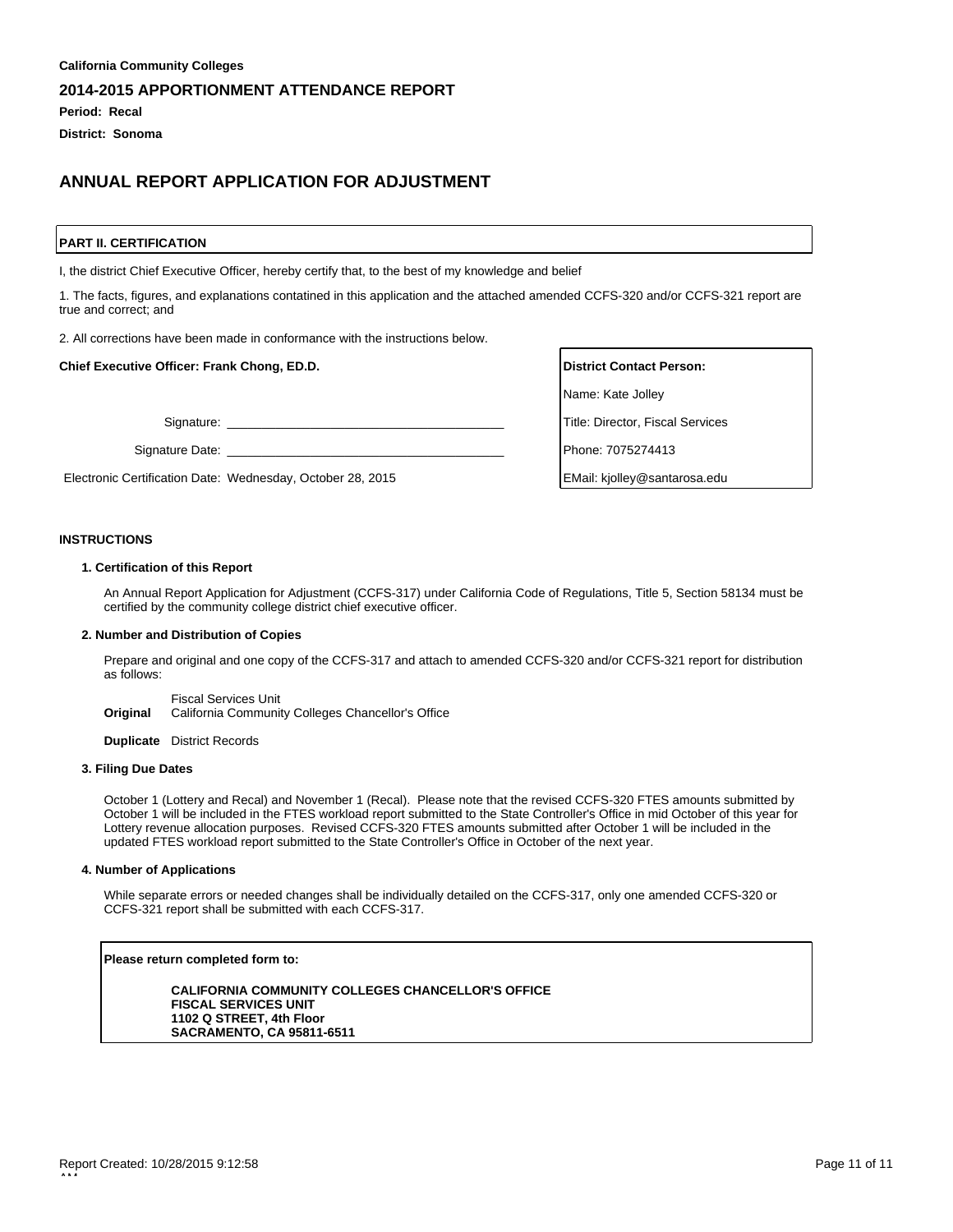**California Community Colleges**

## 2014-2015 APPORTIONMENT ATTENDANCE REPORT

**Period: Recal**

**District: Sonoma**

# ANNUAL REPORT APPLICATION FOR ADJUSTMENT

### PART II. CERTIFICATION

I, the district Chief Executive Officer, hereby certify that, to the best of my knowledge and belief

1. The facts, figures, and explanations contatined in this application and the attached amended CCFS-320 and/or CCFS-321 report are true and correct; and

2. All corrections have been made in conformance with the instructions below.

**Chief Executive Officer: Frank Chong, ED.D.**

Signature: ________________________________________

Signature Date: ________________________________________

Electronic Certification Date: Wednesday, October 28, 2015

**District Contact Person:**

Name: Kate Jolley

Title: Director, Fiscal Services

Phone: 7075274413

EMail: kjolley@santarosa.edu

### INSTRUCTIONS

**1. Certification of this Report**

An Annual Report Application for Adjustment (CCFS-317) under California Code of Regulations, Title 5, Section 58134 must be certified by the community college district chief executive officer.

**2. Number and Distribution of Copies**

Prepare and original and one copy of the CCFS-317 and attach to amended CCFS-320 and/or CCFS-321 report for distribution as follows:

**Original** Fiscal Services Unit
California Community Colleges Chancellor's Office

**Duplicate** District Records

**3. Filing Due Dates**

October 1 (Lottery and Recal) and November 1 (Recal). Please note that the revised CCFS-320 FTES amounts submitted by October 1 will be included in the FTES workload report submitted to the State Controller's Office in mid October of this year for Lottery revenue allocation purposes. Revised CCFS-320 FTES amounts submitted after October 1 will be included in the updated FTES workload report submitted to the State Controller's Office in October of the next year.

**4. Number of Applications**

While separate errors or needed changes shall be individually detailed on the CCFS-317, only one amended CCFS-320 or CCFS-321 report shall be submitted with each CCFS-317.

**Please return completed form to:**

**CALIFORNIA COMMUNITY COLLEGES CHANCELLOR'S OFFICE**
**FISCAL SERVICES UNIT**
**1102 Q STREET, 4th Floor**
**SACRAMENTO, CA 95811-6511**

Report Created: 10/28/2015 9:12:58 AM